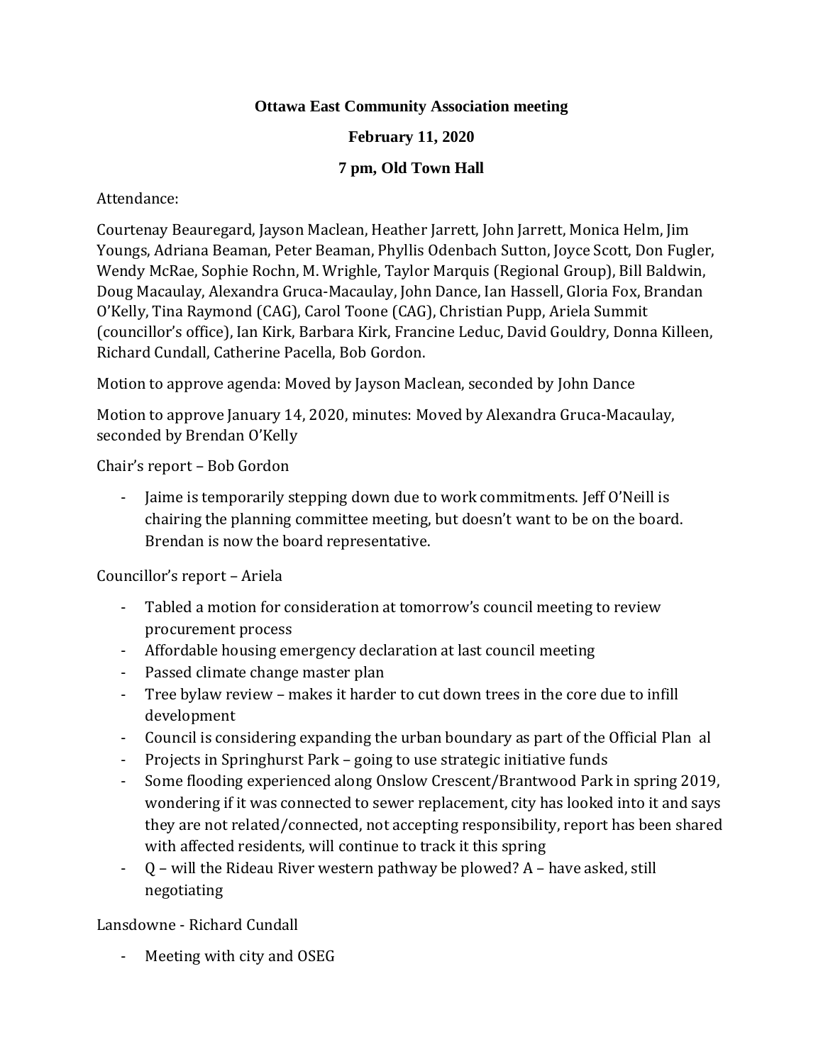**Ottawa East Community Association meeting**

**February 11, 2020**

**7 pm, Old Town Hall**

Attendance:

Courtenay Beauregard, Jayson Maclean, Heather Jarrett, John Jarrett, Monica Helm, Jim Youngs, Adriana Beaman, Peter Beaman, Phyllis Odenbach Sutton, Joyce Scott, Don Fugler, Wendy McRae, Sophie Rochn, M. Wrighle, Taylor Marquis (Regional Group), Bill Baldwin, Doug Macaulay, Alexandra Gruca-Macaulay, John Dance, Ian Hassell, Gloria Fox, Brandan O'Kelly, Tina Raymond (CAG), Carol Toone (CAG), Christian Pupp, Ariela Summit (councillor's office), Ian Kirk, Barbara Kirk, Francine Leduc, David Gouldry, Donna Killeen, Richard Cundall, Catherine Pacella, Bob Gordon.

Motion to approve agenda: Moved by Jayson Maclean, seconded by John Dance

Motion to approve January 14, 2020, minutes: Moved by Alexandra Gruca-Macaulay, seconded by Brendan O'Kelly

Chair's report – Bob Gordon

- Jaime is temporarily stepping down due to work commitments. Jeff O'Neill is chairing the planning committee meeting, but doesn't want to be on the board. Brendan is now the board representative.

Councillor's report – Ariela

- Tabled a motion for consideration at tomorrow's council meeting to review procurement process
- Affordable housing emergency declaration at last council meeting
- Passed climate change master plan
- Tree bylaw review – makes it harder to cut down trees in the core due to infill development
- Council is considering expanding the urban boundary as part of the Official Plan al
- Projects in Springhurst Park – going to use strategic initiative funds
- Some flooding experienced along Onslow Crescent/Brantwood Park in spring 2019, wondering if it was connected to sewer replacement, city has looked into it and says they are not related/connected, not accepting responsibility, report has been shared with affected residents, will continue to track it this spring
- Q – will the Rideau River western pathway be plowed? A – have asked, still negotiating

Lansdowne - Richard Cundall

- Meeting with city and OSEG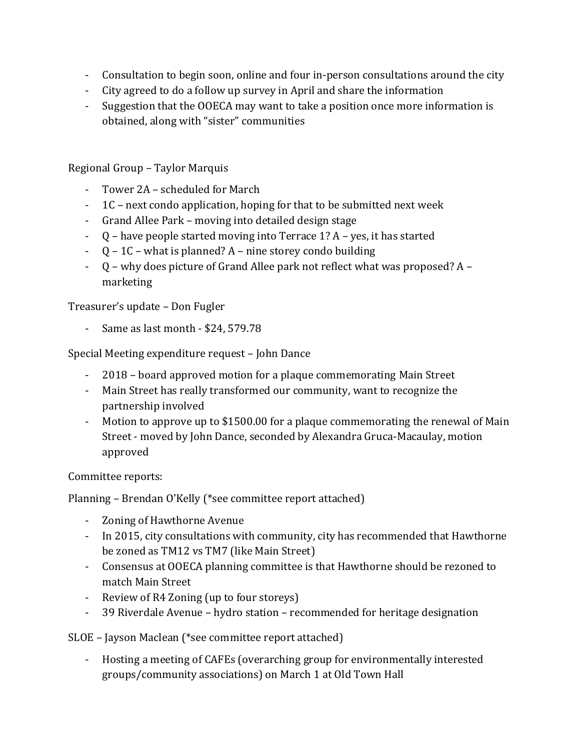- Consultation to begin soon, online and four in-person consultations around the city
- City agreed to do a follow up survey in April and share the information
- Suggestion that the OOECA may want to take a position once more information is obtained, along with "sister" communities

Regional Group – Taylor Marquis

- Tower 2A – scheduled for March
- 1C – next condo application, hoping for that to be submitted next week
- Grand Allee Park – moving into detailed design stage
- Q – have people started moving into Terrace 1? A – yes, it has started
- Q – 1C – what is planned? A – nine storey condo building
- Q – why does picture of Grand Allee park not reflect what was proposed? A – marketing

Treasurer's update – Don Fugler

- Same as last month - $24, 579.78

Special Meeting expenditure request – John Dance

- 2018 – board approved motion for a plaque commemorating Main Street
- Main Street has really transformed our community, want to recognize the partnership involved
- Motion to approve up to $1500.00 for a plaque commemorating the renewal of Main Street - moved by John Dance, seconded by Alexandra Gruca-Macaulay, motion approved

Committee reports:

Planning – Brendan O'Kelly (*see committee report attached)

- Zoning of Hawthorne Avenue
- In 2015, city consultations with community, city has recommended that Hawthorne be zoned as TM12 vs TM7 (like Main Street)
- Consensus at OOECA planning committee is that Hawthorne should be rezoned to match Main Street
- Review of R4 Zoning (up to four storeys)
- 39 Riverdale Avenue – hydro station – recommended for heritage designation

SLOE – Jayson Maclean (*see committee report attached)

- Hosting a meeting of CAFEs (overarching group for environmentally interested groups/community associations) on March 1 at Old Town Hall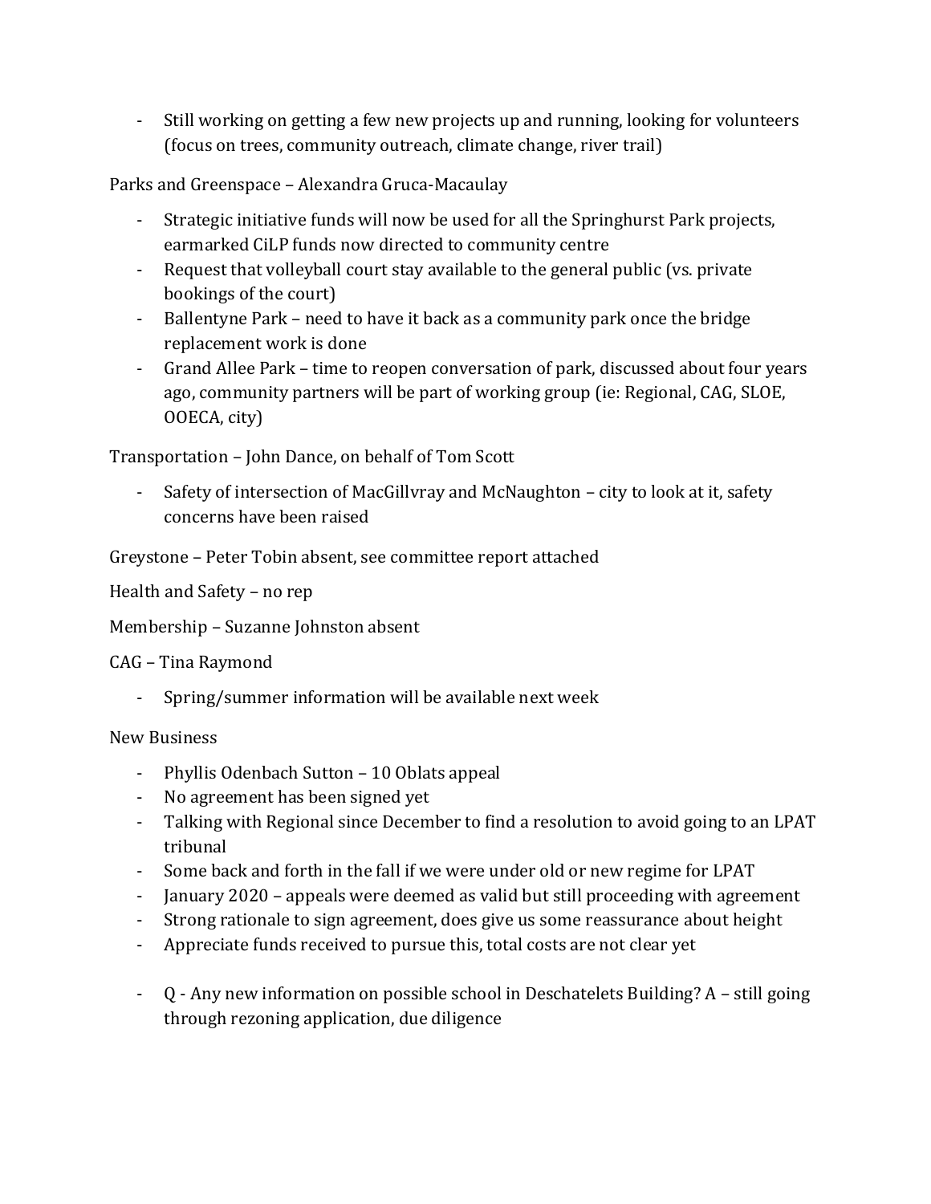- Still working on getting a few new projects up and running, looking for volunteers (focus on trees, community outreach, climate change, river trail)

Parks and Greenspace – Alexandra Gruca-Macaulay

- Strategic initiative funds will now be used for all the Springhurst Park projects, earmarked CiLP funds now directed to community centre
- Request that volleyball court stay available to the general public (vs. private bookings of the court)
- Ballentyne Park – need to have it back as a community park once the bridge replacement work is done
- Grand Allee Park – time to reopen conversation of park, discussed about four years ago, community partners will be part of working group (ie: Regional, CAG, SLOE, OOECA, city)

Transportation – John Dance, on behalf of Tom Scott

- Safety of intersection of MacGillvray and McNaughton – city to look at it, safety concerns have been raised

Greystone – Peter Tobin absent, see committee report attached

Health and Safety – no rep

Membership – Suzanne Johnston absent

CAG – Tina Raymond

- Spring/summer information will be available next week

New Business

- Phyllis Odenbach Sutton – 10 Oblats appeal
- No agreement has been signed yet
- Talking with Regional since December to find a resolution to avoid going to an LPAT tribunal
- Some back and forth in the fall if we were under old or new regime for LPAT
- January 2020 – appeals were deemed as valid but still proceeding with agreement
- Strong rationale to sign agreement, does give us some reassurance about height
- Appreciate funds received to pursue this, total costs are not clear yet

- Q - Any new information on possible school in Deschatelets Building? A – still going through rezoning application, due diligence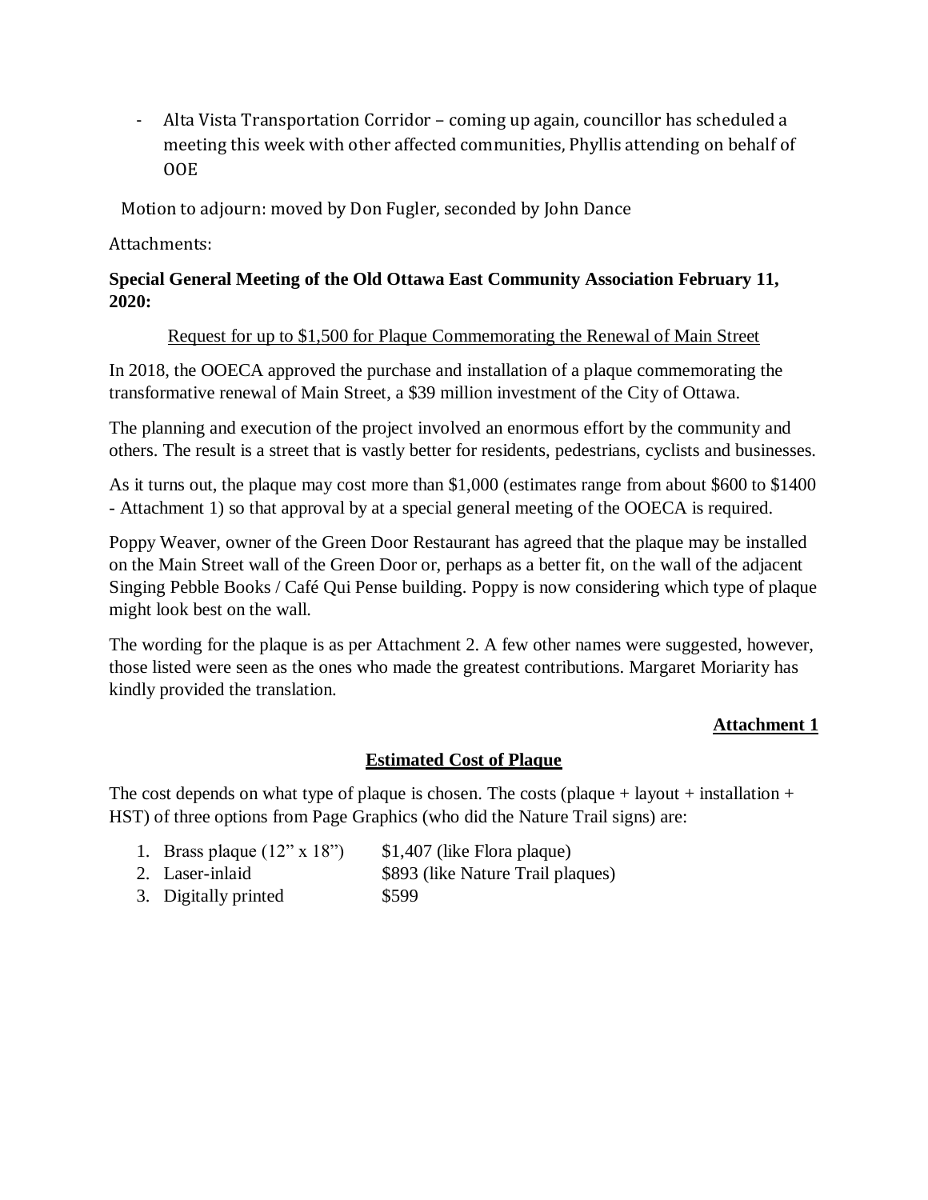- Alta Vista Transportation Corridor – coming up again, councillor has scheduled a meeting this week with other affected communities, Phyllis attending on behalf of OOE

Motion to adjourn: moved by Don Fugler, seconded by John Dance

Attachments:

**Special General Meeting of the Old Ottawa East Community Association February 11, 2020:**

<u>Request for up to $1,500 for Plaque Commemorating the Renewal of Main Street</u>

In 2018, the OOECA approved the purchase and installation of a plaque commemorating the transformative renewal of Main Street, a $39 million investment of the City of Ottawa.

The planning and execution of the project involved an enormous effort by the community and others. The result is a street that is vastly better for residents, pedestrians, cyclists and businesses.

As it turns out, the plaque may cost more than $1,000 (estimates range from about $600 to $1400 - Attachment 1) so that approval by at a special general meeting of the OOECA is required.

Poppy Weaver, owner of the Green Door Restaurant has agreed that the plaque may be installed on the Main Street wall of the Green Door or, perhaps as a better fit, on the wall of the adjacent Singing Pebble Books / Café Qui Pense building. Poppy is now considering which type of plaque might look best on the wall.

The wording for the plaque is as per Attachment 2. A few other names were suggested, however, those listed were seen as the ones who made the greatest contributions. Margaret Moriarity has kindly provided the translation.

**<u>Attachment 1</u>**

## <u>Estimated Cost of Plaque</u>

The cost depends on what type of plaque is chosen. The costs (plaque + layout + installation + HST) of three options from Page Graphics (who did the Nature Trail signs) are:

1. Brass plaque (12" x 18") $1,407 (like Flora plaque)
2. Laser-inlaid $893 (like Nature Trail plaques)
3. Digitally printed $599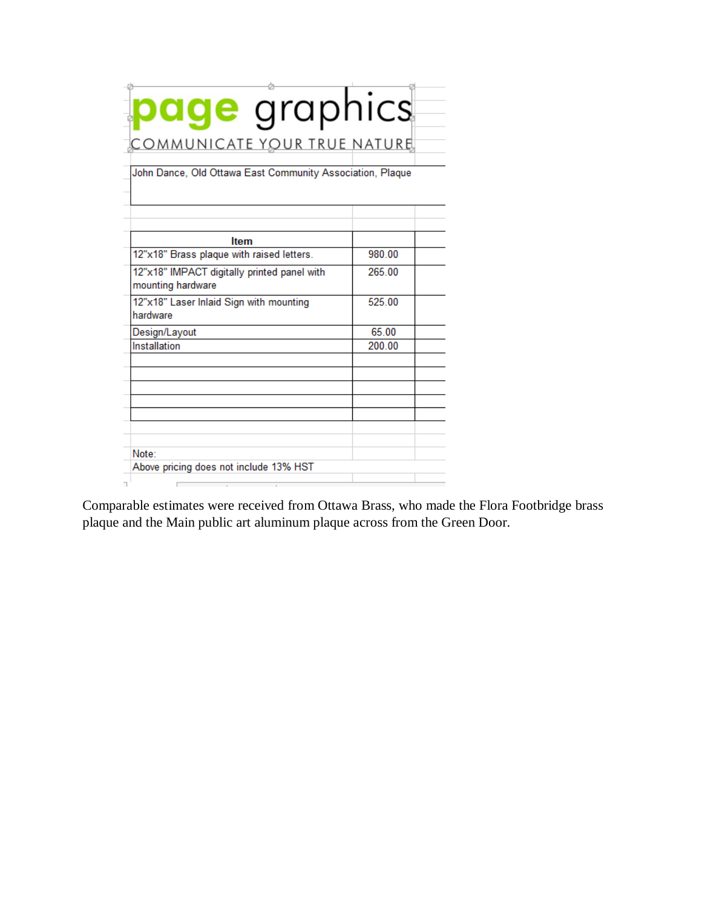**page graphics**

COMMUNICATE YOUR TRUE NATURE

John Dance, Old Ottawa East Community Association, Plaque

| Item | |
|---|---|
| 12"x18" Brass plaque with raised letters. | 980.00 |
| 12"x18" IMPACT digitally printed panel with mounting hardware | 265.00 |
| 12"x18" Laser Inlaid Sign with mounting hardware | 525.00 |
| Design/Layout | 65.00 |
| Installation | 200.00 |

Note:

Above pricing does not include 13% HST

Comparable estimates were received from Ottawa Brass, who made the Flora Footbridge brass plaque and the Main public art aluminum plaque across from the Green Door.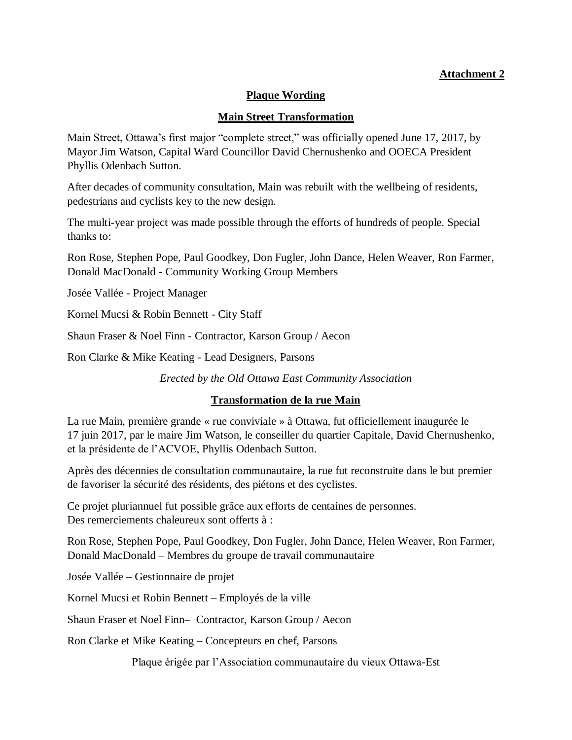**Attachment 2**

**Plaque Wording**

**Main Street Transformation**

Main Street, Ottawa's first major "complete street," was officially opened June 17, 2017, by Mayor Jim Watson, Capital Ward Councillor David Chernushenko and OOECA President Phyllis Odenbach Sutton.

After decades of community consultation, Main was rebuilt with the wellbeing of residents, pedestrians and cyclists key to the new design.

The multi-year project was made possible through the efforts of hundreds of people. Special thanks to:

Ron Rose, Stephen Pope, Paul Goodkey, Don Fugler, John Dance, Helen Weaver, Ron Farmer, Donald MacDonald - Community Working Group Members

Josée Vallée - Project Manager

Kornel Mucsi & Robin Bennett - City Staff

Shaun Fraser & Noel Finn - Contractor, Karson Group / Aecon

Ron Clarke & Mike Keating - Lead Designers, Parsons

*Erected by the Old Ottawa East Community Association*

**Transformation de la rue Main**

La rue Main, première grande « rue conviviale » à Ottawa, fut officiellement inaugurée le 17 juin 2017, par le maire Jim Watson, le conseiller du quartier Capitale, David Chernushenko, et la présidente de l'ACVOE, Phyllis Odenbach Sutton.

Après des décennies de consultation communautaire, la rue fut reconstruite dans le but premier de favoriser la sécurité des résidents, des piétons et des cyclistes.

Ce projet pluriannuel fut possible grâce aux efforts de centaines de personnes. Des remerciements chaleureux sont offerts à :

Ron Rose, Stephen Pope, Paul Goodkey, Don Fugler, John Dance, Helen Weaver, Ron Farmer, Donald MacDonald – Membres du groupe de travail communautaire

Josée Vallée – Gestionnaire de projet

Kornel Mucsi et Robin Bennett – Employés de la ville

Shaun Fraser et Noel Finn– Contractor, Karson Group / Aecon

Ron Clarke et Mike Keating – Concepteurs en chef, Parsons

Plaque érigée par l'Association communautaire du vieux Ottawa-Est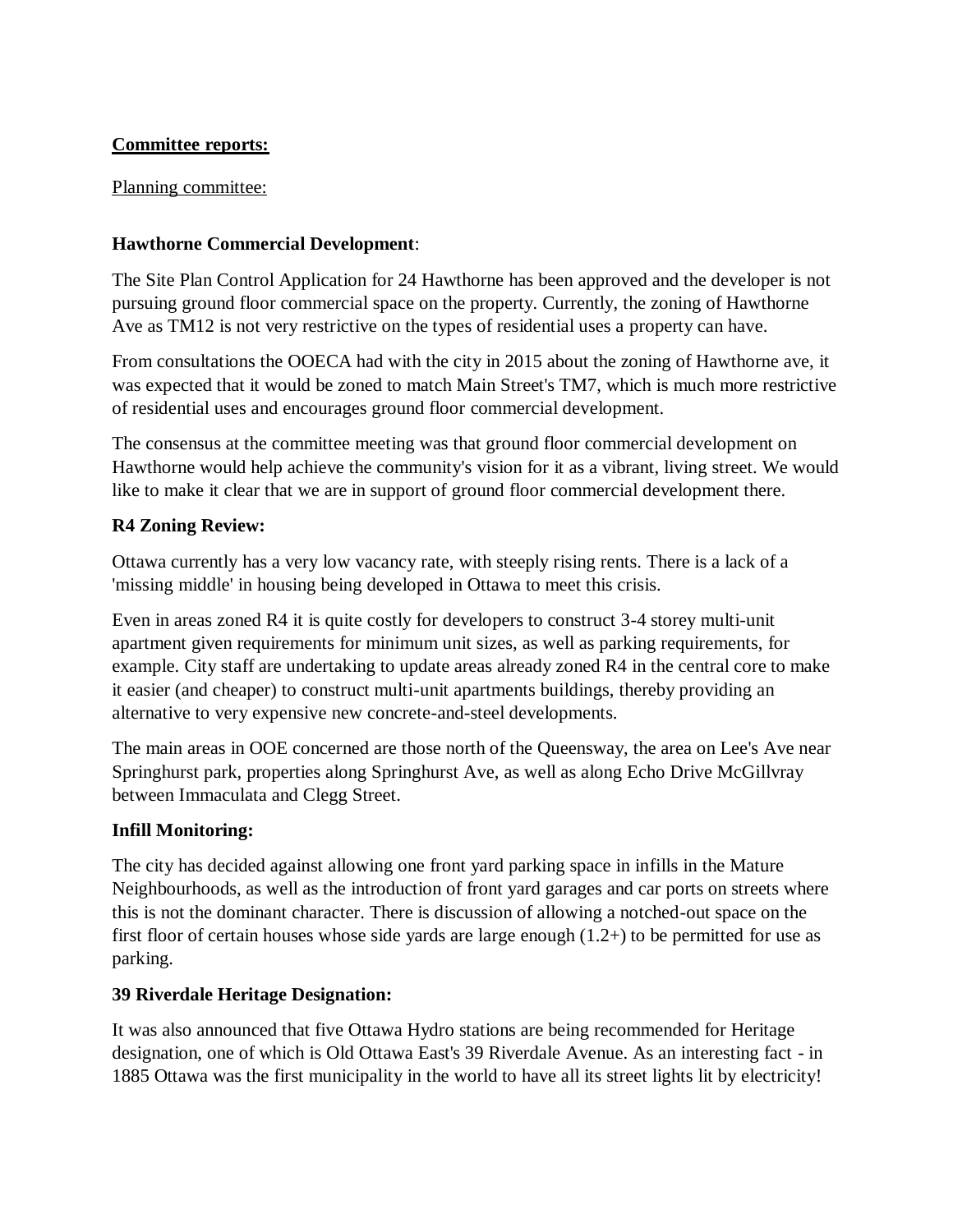**<u>Committee reports:</u>**

<u>Planning committee:</u>

**Hawthorne Commercial Development**:

The Site Plan Control Application for 24 Hawthorne has been approved and the developer is not pursuing ground floor commercial space on the property. Currently, the zoning of Hawthorne Ave as TM12 is not very restrictive on the types of residential uses a property can have.

From consultations the OOECA had with the city in 2015 about the zoning of Hawthorne ave, it was expected that it would be zoned to match Main Street's TM7, which is much more restrictive of residential uses and encourages ground floor commercial development.

The consensus at the committee meeting was that ground floor commercial development on Hawthorne would help achieve the community's vision for it as a vibrant, living street. We would like to make it clear that we are in support of ground floor commercial development there.

**R4 Zoning Review:**

Ottawa currently has a very low vacancy rate, with steeply rising rents. There is a lack of a 'missing middle' in housing being developed in Ottawa to meet this crisis.

Even in areas zoned R4 it is quite costly for developers to construct 3-4 storey multi-unit apartment given requirements for minimum unit sizes, as well as parking requirements, for example. City staff are undertaking to update areas already zoned R4 in the central core to make it easier (and cheaper) to construct multi-unit apartments buildings, thereby providing an alternative to very expensive new concrete-and-steel developments.

The main areas in OOE concerned are those north of the Queensway, the area on Lee's Ave near Springhurst park, properties along Springhurst Ave, as well as along Echo Drive McGillvray between Immaculata and Clegg Street.

**Infill Monitoring:**

The city has decided against allowing one front yard parking space in infills in the Mature Neighbourhoods, as well as the introduction of front yard garages and car ports on streets where this is not the dominant character. There is discussion of allowing a notched-out space on the first floor of certain houses whose side yards are large enough (1.2+) to be permitted for use as parking.

**39 Riverdale Heritage Designation:**

It was also announced that five Ottawa Hydro stations are being recommended for Heritage designation, one of which is Old Ottawa East's 39 Riverdale Avenue. As an interesting fact - in 1885 Ottawa was the first municipality in the world to have all its street lights lit by electricity!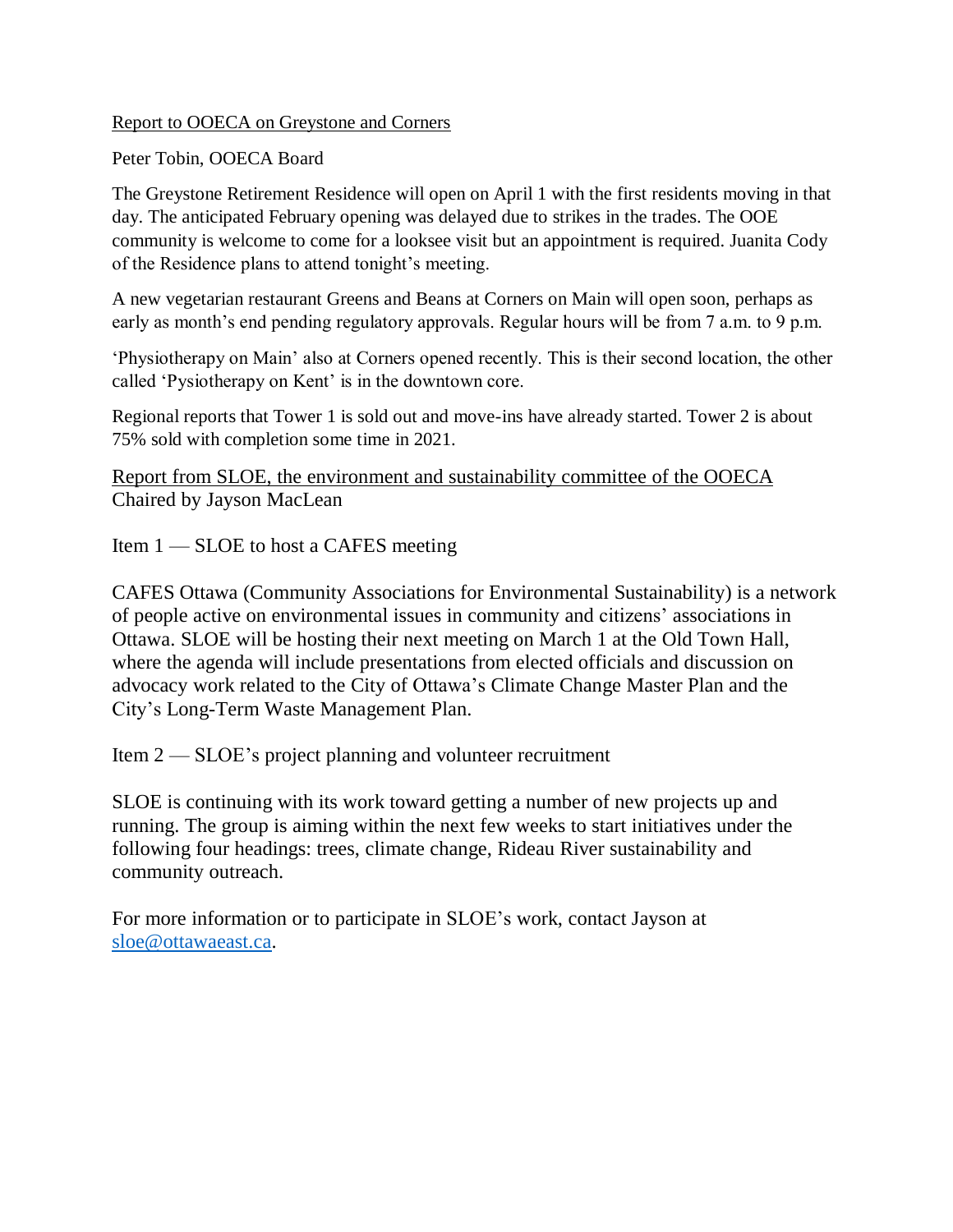Report to OOECA on Greystone and Corners

Peter Tobin, OOECA Board

The Greystone Retirement Residence will open on April 1 with the first residents moving in that day. The anticipated February opening was delayed due to strikes in the trades. The OOE community is welcome to come for a looksee visit but an appointment is required. Juanita Cody of the Residence plans to attend tonight's meeting.

A new vegetarian restaurant Greens and Beans at Corners on Main will open soon, perhaps as early as month's end pending regulatory approvals. Regular hours will be from 7 a.m. to 9 p.m.

'Physiotherapy on Main' also at Corners opened recently. This is their second location, the other called 'Pysiotherapy on Kent' is in the downtown core.

Regional reports that Tower 1 is sold out and move-ins have already started. Tower 2 is about 75% sold with completion some time in 2021.

Report from SLOE, the environment and sustainability committee of the OOECA
Chaired by Jayson MacLean

Item 1 — SLOE to host a CAFES meeting

CAFES Ottawa (Community Associations for Environmental Sustainability) is a network of people active on environmental issues in community and citizens' associations in Ottawa. SLOE will be hosting their next meeting on March 1 at the Old Town Hall, where the agenda will include presentations from elected officials and discussion on advocacy work related to the City of Ottawa's Climate Change Master Plan and the City's Long-Term Waste Management Plan.

Item 2 — SLOE's project planning and volunteer recruitment

SLOE is continuing with its work toward getting a number of new projects up and running. The group is aiming within the next few weeks to start initiatives under the following four headings: trees, climate change, Rideau River sustainability and community outreach.

For more information or to participate in SLOE's work, contact Jayson at sloe@ottawaeast.ca.